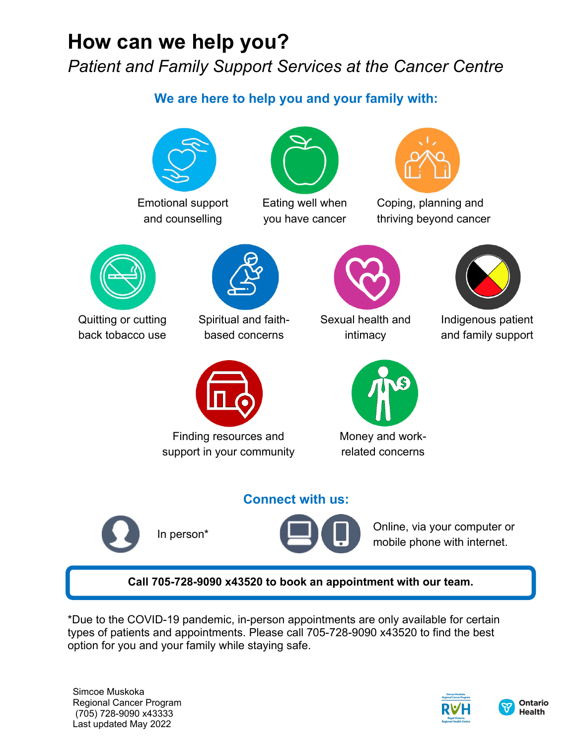# How can we help you?

*Patient and Family Support Services at the Cancer Centre*

## We are here to help you and your family with:

- Emotional support and counselling
- Eating well when you have cancer
- Coping, planning and thriving beyond cancer
- Quitting or cutting back tobacco use
- Spiritual and faith-based concerns
- Sexual health and intimacy
- Indigenous patient and family support
- Finding resources and support in your community
- Money and work-related concerns

## Connect with us:

- In person*
- Online, via your computer or mobile phone with internet.

**Call 705-728-9090 x43520 to book an appointment with our team.**

*Due to the COVID-19 pandemic, in-person appointments are only available for certain types of patients and appointments. Please call 705-728-9090 x43520 to find the best option for you and your family while staying safe.

Simcoe Muskoka
Regional Cancer Program
(705) 728-9090 x43333
Last updated May 2022

RVH Royal Victoria Regional Health Centre

Ontario Health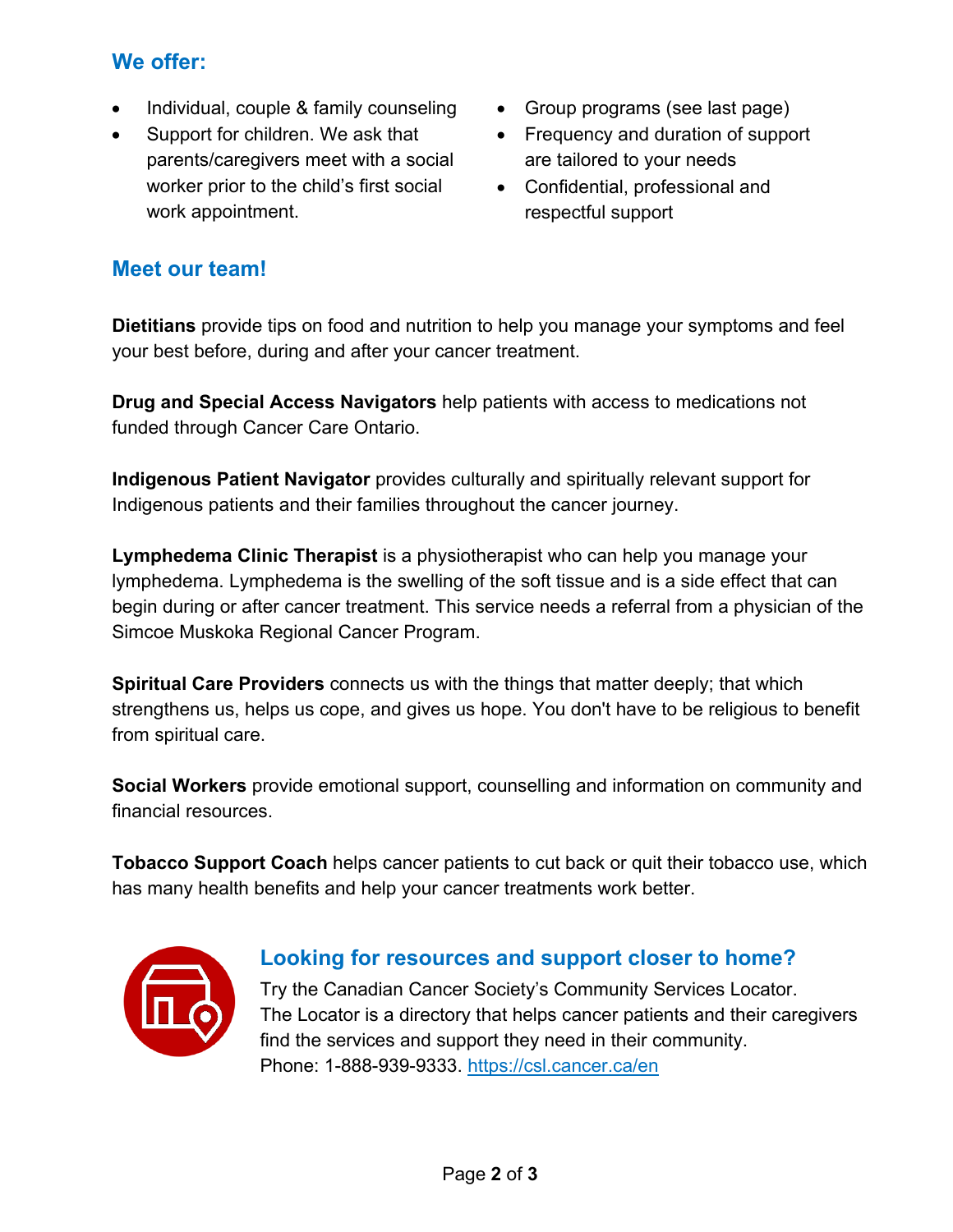## We offer:

- Individual, couple & family counseling
- Support for children. We ask that parents/caregivers meet with a social worker prior to the child's first social work appointment.
- Group programs (see last page)
- Frequency and duration of support are tailored to your needs
- Confidential, professional and respectful support

## Meet our team!

**Dietitians** provide tips on food and nutrition to help you manage your symptoms and feel your best before, during and after your cancer treatment.

**Drug and Special Access Navigators** help patients with access to medications not funded through Cancer Care Ontario.

**Indigenous Patient Navigator** provides culturally and spiritually relevant support for Indigenous patients and their families throughout the cancer journey.

**Lymphedema Clinic Therapist** is a physiotherapist who can help you manage your lymphedema. Lymphedema is the swelling of the soft tissue and is a side effect that can begin during or after cancer treatment. This service needs a referral from a physician of the Simcoe Muskoka Regional Cancer Program.

**Spiritual Care Providers** connects us with the things that matter deeply; that which strengthens us, helps us cope, and gives us hope. You don't have to be religious to benefit from spiritual care.

**Social Workers** provide emotional support, counselling and information on community and financial resources.

**Tobacco Support Coach** helps cancer patients to cut back or quit their tobacco use, which has many health benefits and help your cancer treatments work better.

## Looking for resources and support closer to home?

Try the Canadian Cancer Society's Community Services Locator. The Locator is a directory that helps cancer patients and their caregivers find the services and support they need in their community. Phone: 1-888-939-9333. [https://csl.cancer.ca/en](https://csl.cancer.ca/en)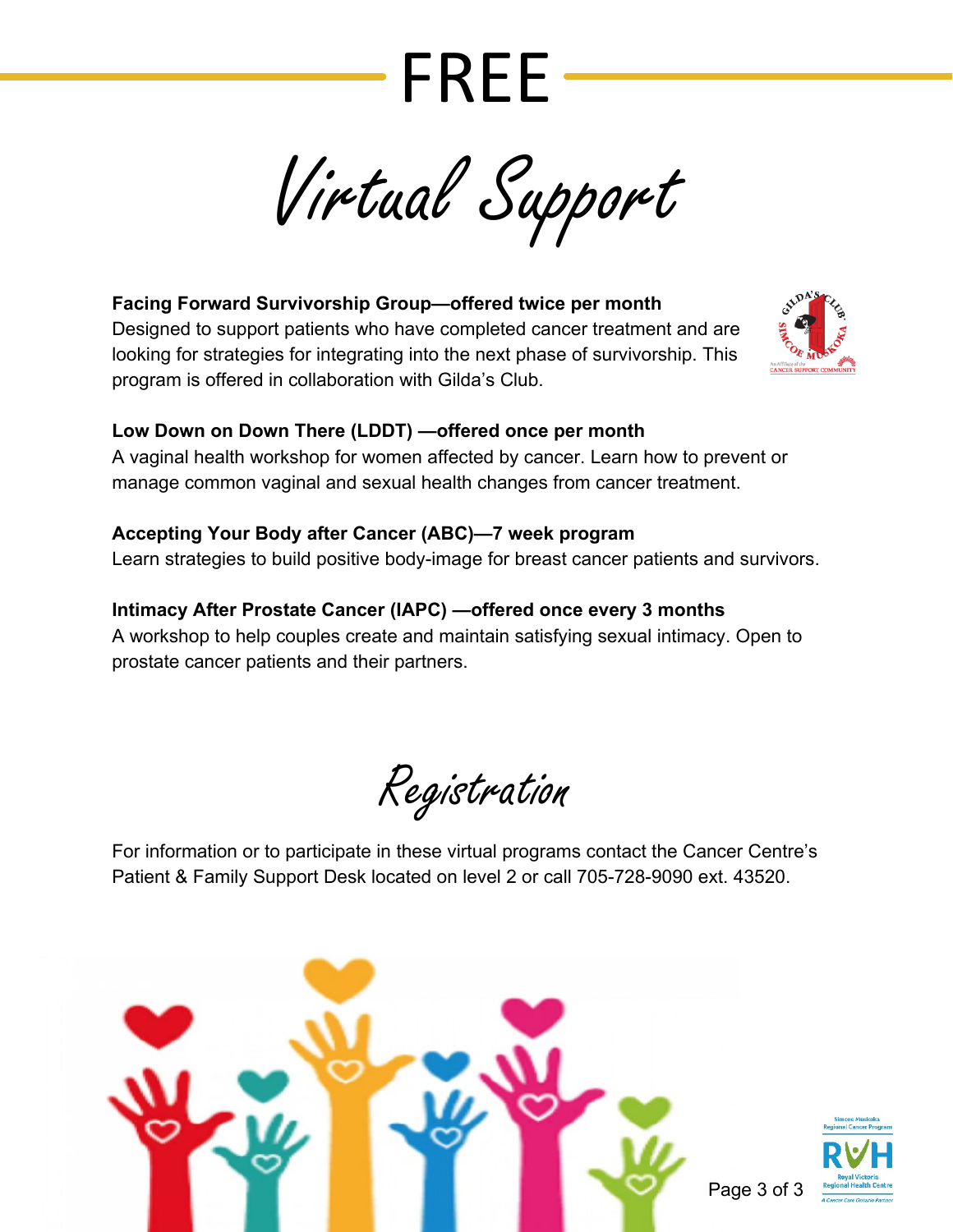# FREE

## Virtual Support

**Facing Forward Survivorship Group—offered twice per month**
Designed to support patients who have completed cancer treatment and are looking for strategies for integrating into the next phase of survivorship. This program is offered in collaboration with Gilda's Club.

**Low Down on Down There (LDDT) —offered once per month**
A vaginal health workshop for women affected by cancer. Learn how to prevent or manage common vaginal and sexual health changes from cancer treatment.

**Accepting Your Body after Cancer (ABC)—7 week program**
Learn strategies to build positive body-image for breast cancer patients and survivors.

**Intimacy After Prostate Cancer (IAPC) —offered once every 3 months**
A workshop to help couples create and maintain satisfying sexual intimacy. Open to prostate cancer patients and their partners.

## Registration

For information or to participate in these virtual programs contact the Cancer Centre's Patient & Family Support Desk located on level 2 or call 705-728-9090 ext. 43520.